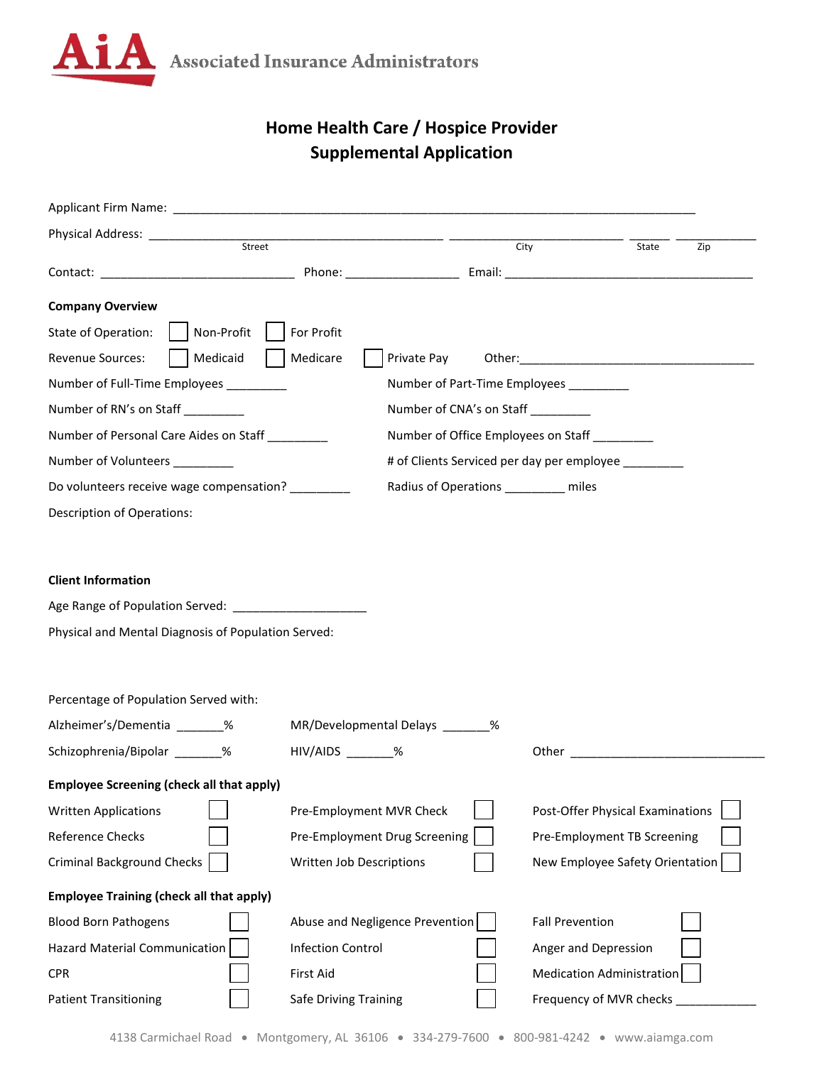Associated Insurance Administrators

# Home Health Care / Hospice Provider
# Supplemental Application

Applicant Firm Name: ______________________________________________________________________________

Physical Address: ____________________________________________ __________________________ ______ ____________
Street City State Zip

Contact: _____________________________ Phone: _________________ Email: ______________________________________

**Company Overview**

State of Operation: ☐ Non-Profit ☐ For Profit

Revenue Sources: ☐ Medicaid ☐ Medicare ☐ Private Pay Other:______________________________________

Number of Full-Time Employees _________ Number of Part-Time Employees _________

Number of RN's on Staff _________ Number of CNA's on Staff _________

Number of Personal Care Aides on Staff _________ Number of Office Employees on Staff _________

Number of Volunteers _________ # of Clients Serviced per day per employee _________

Do volunteers receive wage compensation? _________ Radius of Operations _________ miles

Description of Operations:

**Client Information**

Age Range of Population Served: ____________________

Physical and Mental Diagnosis of Population Served:

Percentage of Population Served with:

Alzheimer's/Dementia _______% MR/Developmental Delays _______%

Schizophrenia/Bipolar _______% HIV/AIDS _______% Other ______________________________

**Employee Screening (check all that apply)**

| | | | | | |
|---|---|---|---|---|---|
| Written Applications | ☐ | Pre-Employment MVR Check | ☐ | Post-Offer Physical Examinations | ☐ |
| Reference Checks | ☐ | Pre-Employment Drug Screening | ☐ | Pre-Employment TB Screening | ☐ |
| Criminal Background Checks | ☐ | Written Job Descriptions | ☐ | New Employee Safety Orientation | ☐ |

**Employee Training (check all that apply)**

| | | | | | |
|---|---|---|---|---|---|
| Blood Born Pathogens | ☐ | Abuse and Negligence Prevention | ☐ | Fall Prevention | ☐ |
| Hazard Material Communication | ☐ | Infection Control | ☐ | Anger and Depression | ☐ |
| CPR | ☐ | First Aid | ☐ | Medication Administration | ☐ |
| Patient Transitioning | ☐ | Safe Driving Training | ☐ | Frequency of MVR checks ____________ | |

4138 Carmichael Road • Montgomery, AL 36106 • 334-279-7600 • 800-981-4242 • www.aiamga.com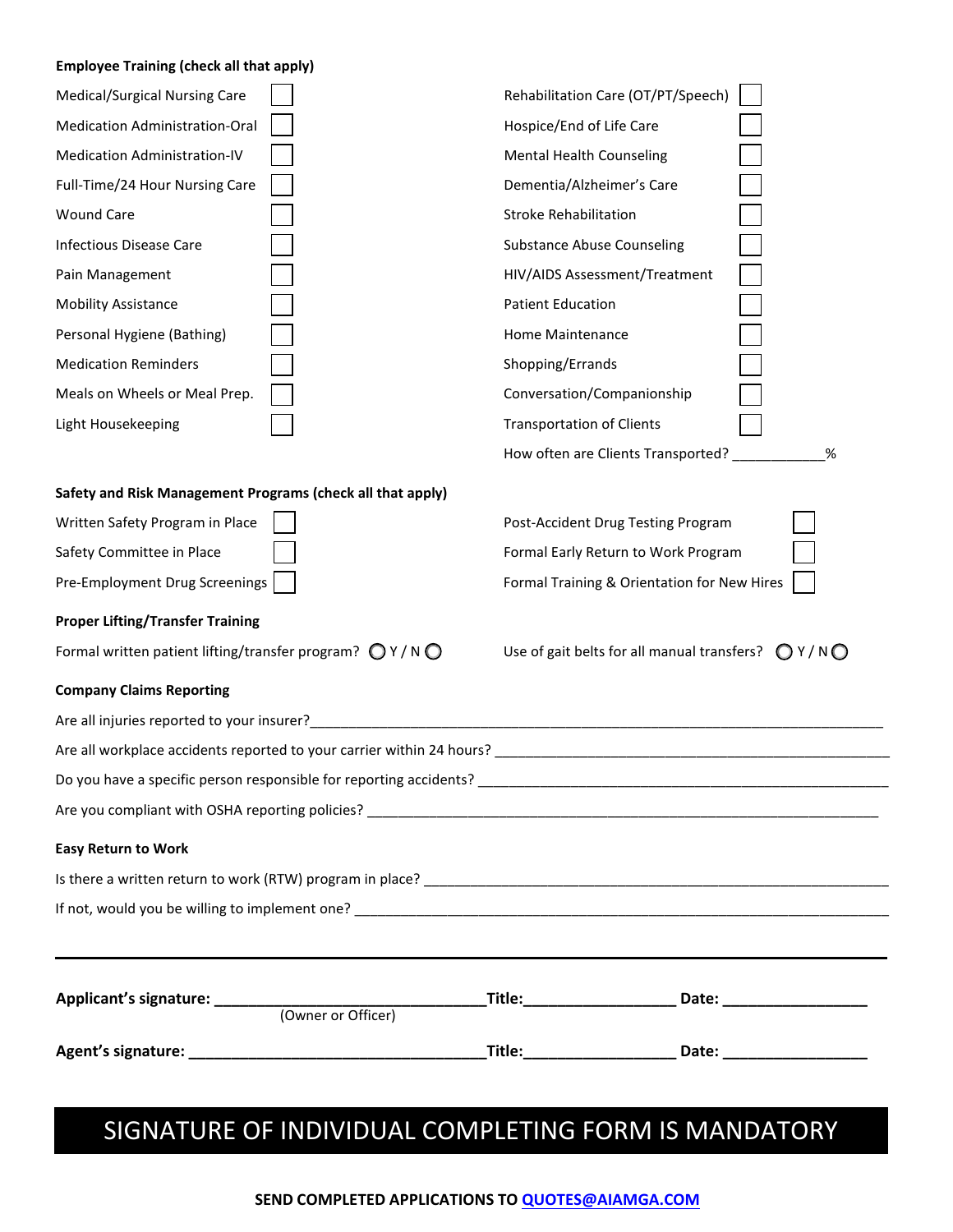**Employee Training (check all that apply)**

| | | | |
|---|---|---|---|
| Medical/Surgical Nursing Care | ☐ | Rehabilitation Care (OT/PT/Speech) | ☐ |
| Medication Administration-Oral | ☐ | Hospice/End of Life Care | ☐ |
| Medication Administration-IV | ☐ | Mental Health Counseling | ☐ |
| Full-Time/24 Hour Nursing Care | ☐ | Dementia/Alzheimer's Care | ☐ |
| Wound Care | ☐ | Stroke Rehabilitation | ☐ |
| Infectious Disease Care | ☐ | Substance Abuse Counseling | ☐ |
| Pain Management | ☐ | HIV/AIDS Assessment/Treatment | ☐ |
| Mobility Assistance | ☐ | Patient Education | ☐ |
| Personal Hygiene (Bathing) | ☐ | Home Maintenance | ☐ |
| Medication Reminders | ☐ | Shopping/Errands | ☐ |
| Meals on Wheels or Meal Prep. | ☐ | Conversation/Companionship | ☐ |
| Light Housekeeping | ☐ | Transportation of Clients | ☐ |

How often are Clients Transported? ___________%

**Safety and Risk Management Programs (check all that apply)**

| | | | |
|---|---|---|---|
| Written Safety Program in Place | ☐ | Post-Accident Drug Testing Program | ☐ |
| Safety Committee in Place | ☐ | Formal Early Return to Work Program | ☐ |
| Pre-Employment Drug Screenings | ☐ | Formal Training & Orientation for New Hires | ☐ |

**Proper Lifting/Transfer Training**

Formal written patient lifting/transfer program? ○ Y / N ○

Use of gait belts for all manual transfers? ○ Y / N ○

**Company Claims Reporting**

Are all injuries reported to your insurer?___________________________________________

Are all workplace accidents reported to your carrier within 24 hours? ___________________________

Do you have a specific person responsible for reporting accidents? ___________________________

Are you compliant with OSHA reporting policies? ___________________________________

**Easy Return to Work**

Is there a written return to work (RTW) program in place? ___________________________

If not, would you be willing to implement one? ___________________________________

---

**Applicant's signature:** ________________________________ **Title:**_________________ **Date:** _________________
(Owner or Officer)

**Agent's signature:** ___________________________________ **Title:**_________________ **Date:** _________________

SIGNATURE OF INDIVIDUAL COMPLETING FORM IS MANDATORY

**SEND COMPLETED APPLICATIONS TO QUOTES@AIAMGA.COM**